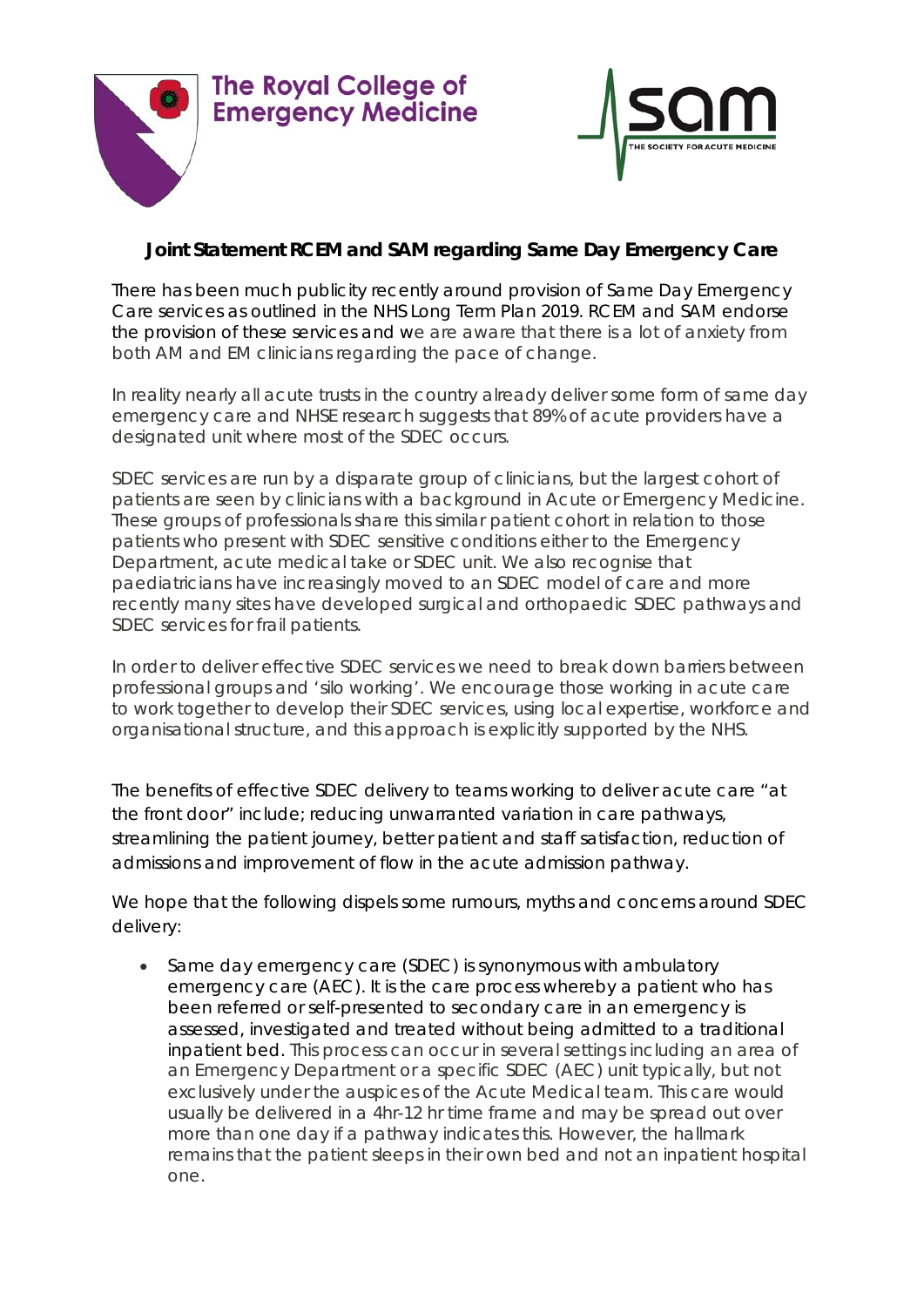The Royal College of Emergency Medicine

SAM – THE SOCIETY FOR ACUTE MEDICINE

## Joint Statement RCEM and SAM regarding Same Day Emergency Care

There has been much publicity recently around provision of Same Day Emergency Care services as outlined in the NHS Long Term Plan 2019. RCEM and SAM endorse the provision of these services and we are aware that there is a lot of anxiety from both AM and EM clinicians regarding the pace of change.

In reality nearly all acute trusts in the country already deliver some form of same day emergency care and NHSE research suggests that 89% of acute providers have a designated unit where most of the SDEC occurs.

SDEC services are run by a disparate group of clinicians, but the largest cohort of patients are seen by clinicians with a background in Acute or Emergency Medicine. These groups of professionals share this similar patient cohort in relation to those patients who present with SDEC sensitive conditions either to the Emergency Department, acute medical take or SDEC unit. We also recognise that paediatricians have increasingly moved to an SDEC model of care and more recently many sites have developed surgical and orthopaedic SDEC pathways and SDEC services for frail patients.

In order to deliver effective SDEC services we need to break down barriers between professional groups and 'silo working'. We encourage those working in acute care to work together to develop their SDEC services, using local expertise, workforce and organisational structure, and this approach is explicitly supported by the NHS.

The benefits of effective SDEC delivery to teams working to deliver acute care "at the front door" include; reducing unwarranted variation in care pathways, streamlining the patient journey, better patient and staff satisfaction, reduction of admissions and improvement of flow in the acute admission pathway.

We hope that the following dispels some rumours, myths and concerns around SDEC delivery:

- Same day emergency care (SDEC) is synonymous with ambulatory emergency care (AEC). It is the care process whereby a patient who has been referred or self-presented to secondary care in an emergency is assessed, investigated and treated without being admitted to a traditional inpatient bed. This process can occur in several settings including an area of an Emergency Department or a specific SDEC (AEC) unit typically, but not exclusively under the auspices of the Acute Medical team. This care would usually be delivered in a 4hr-12 hr time frame and may be spread out over more than one day if a pathway indicates this. However, the hallmark remains that the patient sleeps in their own bed and not an inpatient hospital one.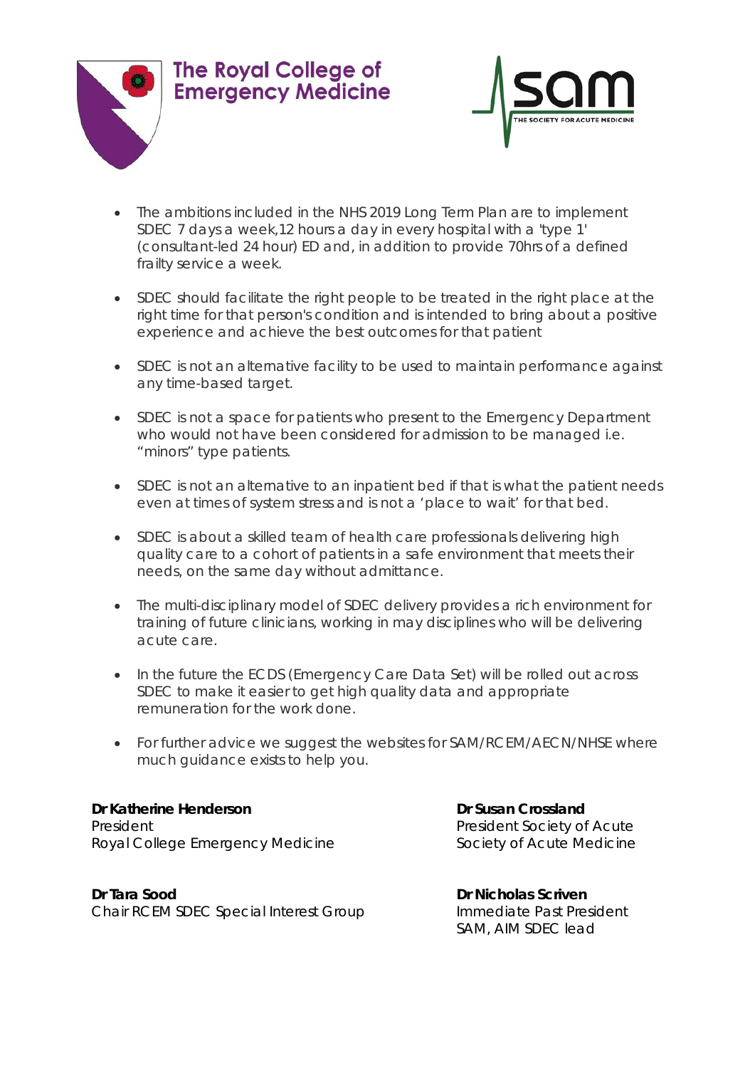The Royal College of Emergency Medicine

SAM — THE SOCIETY FOR ACUTE MEDICINE

- The ambitions included in the NHS 2019 Long Term Plan are to implement SDEC 7 days a week,12 hours a day in every hospital with a 'type 1' (consultant-led 24 hour) ED and, in addition to provide 70hrs of a defined frailty service a week.
- SDEC should facilitate the right people to be treated in the right place at the right time for that person's condition and is intended to bring about a positive experience and achieve the best outcomes for that patient
- SDEC is not an alternative facility to be used to maintain performance against any time-based target.
- SDEC is not a space for patients who present to the Emergency Department who would not have been considered for admission to be managed i.e. "minors" type patients.
- SDEC is not an alternative to an inpatient bed if that is what the patient needs even at times of system stress and is not a 'place to wait' for that bed.
- SDEC is about a skilled team of health care professionals delivering high quality care to a cohort of patients in a safe environment that meets their needs, on the same day without admittance.
- The multi-disciplinary model of SDEC delivery provides a rich environment for training of future clinicians, working in may disciplines who will be delivering acute care.
- In the future the ECDS (Emergency Care Data Set) will be rolled out across SDEC to make it easier to get high quality data and appropriate remuneration for the work done.
- For further advice we suggest the websites for SAM/RCEM/AECN/NHSE where much guidance exists to help you.

**Dr Katherine Henderson**
President
Royal College Emergency Medicine

**Dr Susan Crossland**
President Society of Acute
Society of Acute Medicine

**Dr Tara Sood**
Chair RCEM SDEC Special Interest Group

**Dr Nicholas Scriven**
Immediate Past President
SAM, AIM SDEC lead